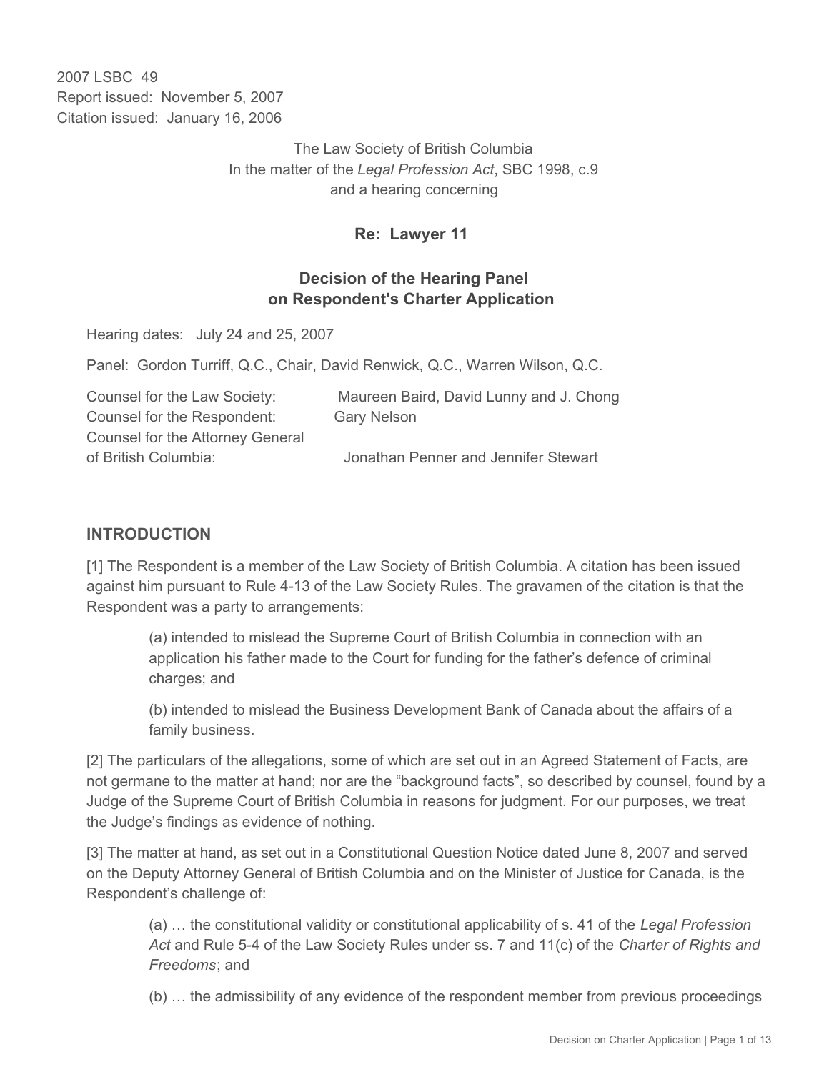2007 LSBC 49
Report issued: November 5, 2007
Citation issued: January 16, 2006

The Law Society of British Columbia
In the matter of the *Legal Profession Act*, SBC 1998, c.9
and a hearing concerning

**Re: Lawyer 11**

**Decision of the Hearing Panel on Respondent's Charter Application**

Hearing dates: July 24 and 25, 2007

Panel: Gordon Turriff, Q.C., Chair, David Renwick, Q.C., Warren Wilson, Q.C.

Counsel for the Law Society: Maureen Baird, David Lunny and J. Chong
Counsel for the Respondent: Gary Nelson
Counsel for the Attorney General of British Columbia: Jonathan Penner and Jennifer Stewart

## INTRODUCTION

[1] The Respondent is a member of the Law Society of British Columbia. A citation has been issued against him pursuant to Rule 4-13 of the Law Society Rules. The gravamen of the citation is that the Respondent was a party to arrangements:

> (a) intended to mislead the Supreme Court of British Columbia in connection with an application his father made to the Court for funding for the father's defence of criminal charges; and
>
> (b) intended to mislead the Business Development Bank of Canada about the affairs of a family business.

[2] The particulars of the allegations, some of which are set out in an Agreed Statement of Facts, are not germane to the matter at hand; nor are the "background facts", so described by counsel, found by a Judge of the Supreme Court of British Columbia in reasons for judgment. For our purposes, we treat the Judge's findings as evidence of nothing.

[3] The matter at hand, as set out in a Constitutional Question Notice dated June 8, 2007 and served on the Deputy Attorney General of British Columbia and on the Minister of Justice for Canada, is the Respondent's challenge of:

> (a) … the constitutional validity or constitutional applicability of s. 41 of the *Legal Profession Act* and Rule 5-4 of the Law Society Rules under ss. 7 and 11(c) of the *Charter of Rights and Freedoms*; and
>
> (b) … the admissibility of any evidence of the respondent member from previous proceedings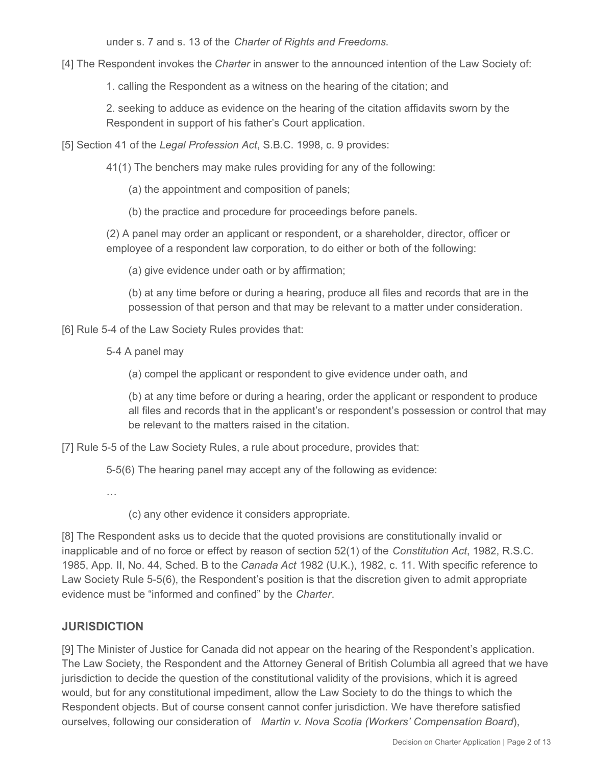under s. 7 and s. 13 of the *Charter of Rights and Freedoms*.

[4] The Respondent invokes the *Charter* in answer to the announced intention of the Law Society of:

> 1. calling the Respondent as a witness on the hearing of the citation; and
>
> 2. seeking to adduce as evidence on the hearing of the citation affidavits sworn by the Respondent in support of his father's Court application.

[5] Section 41 of the *Legal Profession Act*, S.B.C. 1998, c. 9 provides:

> 41(1) The benchers may make rules providing for any of the following:
>
> (a) the appointment and composition of panels;
>
> (b) the practice and procedure for proceedings before panels.
>
> (2) A panel may order an applicant or respondent, or a shareholder, director, officer or employee of a respondent law corporation, to do either or both of the following:
>
> (a) give evidence under oath or by affirmation;
>
> (b) at any time before or during a hearing, produce all files and records that are in the possession of that person and that may be relevant to a matter under consideration.

[6] Rule 5-4 of the Law Society Rules provides that:

> 5-4 A panel may
>
> (a) compel the applicant or respondent to give evidence under oath, and
>
> (b) at any time before or during a hearing, order the applicant or respondent to produce all files and records that in the applicant's or respondent's possession or control that may be relevant to the matters raised in the citation.

[7] Rule 5-5 of the Law Society Rules, a rule about procedure, provides that:

> 5-5(6) The hearing panel may accept any of the following as evidence:
>
> …
>
> (c) any other evidence it considers appropriate.

[8] The Respondent asks us to decide that the quoted provisions are constitutionally invalid or inapplicable and of no force or effect by reason of section 52(1) of the *Constitution Act*, 1982, R.S.C. 1985, App. II, No. 44, Sched. B to the *Canada Act* 1982 (U.K.), 1982, c. 11. With specific reference to Law Society Rule 5-5(6), the Respondent's position is that the discretion given to admit appropriate evidence must be "informed and confined" by the *Charter*.

## JURISDICTION

[9] The Minister of Justice for Canada did not appear on the hearing of the Respondent's application. The Law Society, the Respondent and the Attorney General of British Columbia all agreed that we have jurisdiction to decide the question of the constitutional validity of the provisions, which it is agreed would, but for any constitutional impediment, allow the Law Society to do the things to which the Respondent objects. But of course consent cannot confer jurisdiction. We have therefore satisfied ourselves, following our consideration of *Martin v. Nova Scotia (Workers' Compensation Board*),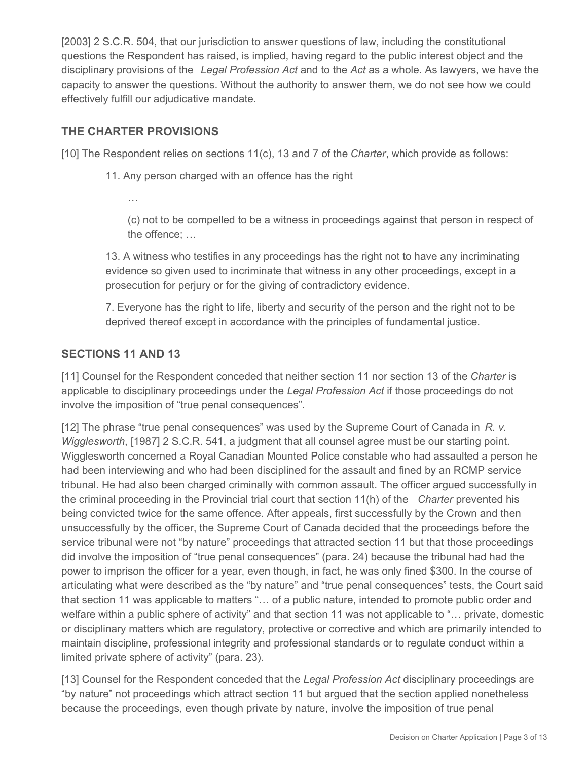[2003] 2 S.C.R. 504, that our jurisdiction to answer questions of law, including the constitutional questions the Respondent has raised, is implied, having regard to the public interest object and the disciplinary provisions of the *Legal Profession Act* and to the *Act* as a whole. As lawyers, we have the capacity to answer the questions. Without the authority to answer them, we do not see how we could effectively fulfill our adjudicative mandate.

## THE CHARTER PROVISIONS

[10] The Respondent relies on sections 11(c), 13 and 7 of the *Charter*, which provide as follows:

> 11. Any person charged with an offence has the right
>
> …
>
> (c) not to be compelled to be a witness in proceedings against that person in respect of the offence; …
>
> 13. A witness who testifies in any proceedings has the right not to have any incriminating evidence so given used to incriminate that witness in any other proceedings, except in a prosecution for perjury or for the giving of contradictory evidence.
>
> 7. Everyone has the right to life, liberty and security of the person and the right not to be deprived thereof except in accordance with the principles of fundamental justice.

## SECTIONS 11 AND 13

[11] Counsel for the Respondent conceded that neither section 11 nor section 13 of the *Charter* is applicable to disciplinary proceedings under the *Legal Profession Act* if those proceedings do not involve the imposition of "true penal consequences".

[12] The phrase "true penal consequences" was used by the Supreme Court of Canada in *R. v. Wigglesworth*, [1987] 2 S.C.R. 541, a judgment that all counsel agree must be our starting point. Wigglesworth concerned a Royal Canadian Mounted Police constable who had assaulted a person he had been interviewing and who had been disciplined for the assault and fined by an RCMP service tribunal. He had also been charged criminally with common assault. The officer argued successfully in the criminal proceeding in the Provincial trial court that section 11(h) of the *Charter* prevented his being convicted twice for the same offence. After appeals, first successfully by the Crown and then unsuccessfully by the officer, the Supreme Court of Canada decided that the proceedings before the service tribunal were not "by nature" proceedings that attracted section 11 but that those proceedings did involve the imposition of "true penal consequences" (para. 24) because the tribunal had had the power to imprison the officer for a year, even though, in fact, he was only fined $300. In the course of articulating what were described as the "by nature" and "true penal consequences" tests, the Court said that section 11 was applicable to matters "… of a public nature, intended to promote public order and welfare within a public sphere of activity" and that section 11 was not applicable to "… private, domestic or disciplinary matters which are regulatory, protective or corrective and which are primarily intended to maintain discipline, professional integrity and professional standards or to regulate conduct within a limited private sphere of activity" (para. 23).

[13] Counsel for the Respondent conceded that the *Legal Profession Act* disciplinary proceedings are "by nature" not proceedings which attract section 11 but argued that the section applied nonetheless because the proceedings, even though private by nature, involve the imposition of true penal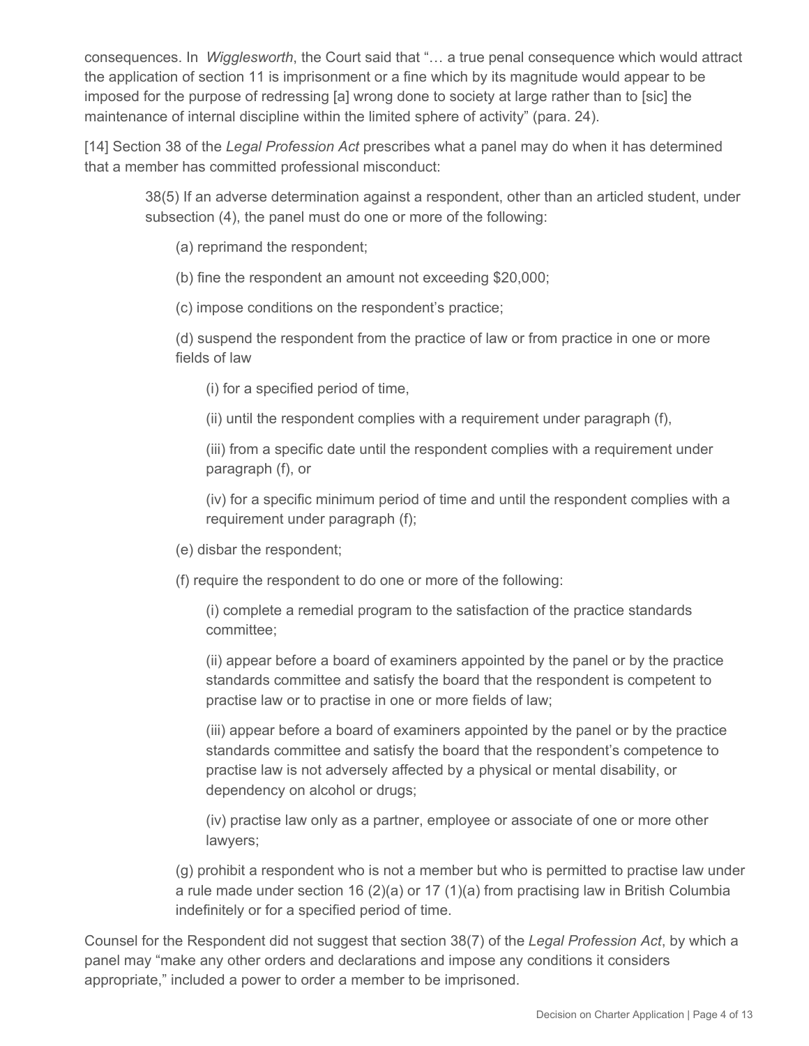consequences. In *Wigglesworth*, the Court said that "… a true penal consequence which would attract the application of section 11 is imprisonment or a fine which by its magnitude would appear to be imposed for the purpose of redressing [a] wrong done to society at large rather than to [sic] the maintenance of internal discipline within the limited sphere of activity" (para. 24).

[14] Section 38 of the *Legal Profession Act* prescribes what a panel may do when it has determined that a member has committed professional misconduct:

> 38(5) If an adverse determination against a respondent, other than an articled student, under subsection (4), the panel must do one or more of the following:
>
> (a) reprimand the respondent;
>
> (b) fine the respondent an amount not exceeding $20,000;
>
> (c) impose conditions on the respondent's practice;
>
> (d) suspend the respondent from the practice of law or from practice in one or more fields of law
>
> (i) for a specified period of time,
>
> (ii) until the respondent complies with a requirement under paragraph (f),
>
> (iii) from a specific date until the respondent complies with a requirement under paragraph (f), or
>
> (iv) for a specific minimum period of time and until the respondent complies with a requirement under paragraph (f);
>
> (e) disbar the respondent;
>
> (f) require the respondent to do one or more of the following:
>
> (i) complete a remedial program to the satisfaction of the practice standards committee;
>
> (ii) appear before a board of examiners appointed by the panel or by the practice standards committee and satisfy the board that the respondent is competent to practise law or to practise in one or more fields of law;
>
> (iii) appear before a board of examiners appointed by the panel or by the practice standards committee and satisfy the board that the respondent's competence to practise law is not adversely affected by a physical or mental disability, or dependency on alcohol or drugs;
>
> (iv) practise law only as a partner, employee or associate of one or more other lawyers;
>
> (g) prohibit a respondent who is not a member but who is permitted to practise law under a rule made under section 16 (2)(a) or 17 (1)(a) from practising law in British Columbia indefinitely or for a specified period of time.

Counsel for the Respondent did not suggest that section 38(7) of the *Legal Profession Act*, by which a panel may "make any other orders and declarations and impose any conditions it considers appropriate," included a power to order a member to be imprisoned.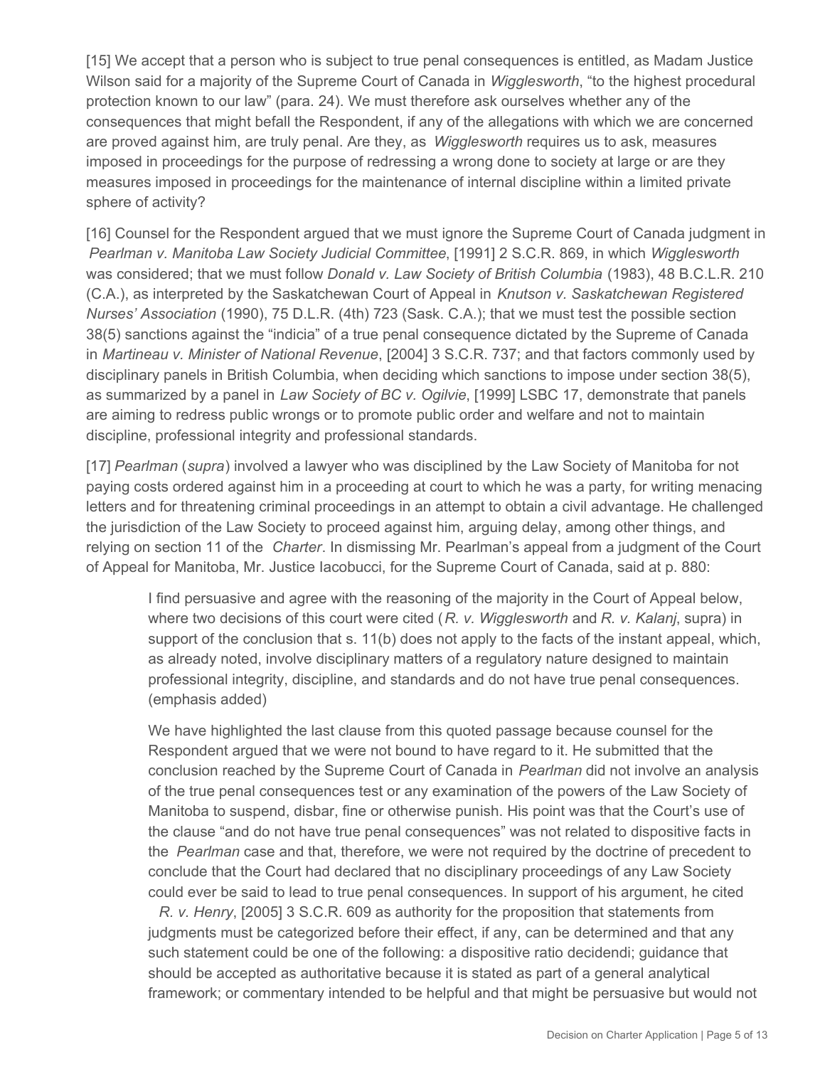[15] We accept that a person who is subject to true penal consequences is entitled, as Madam Justice Wilson said for a majority of the Supreme Court of Canada in *Wigglesworth*, "to the highest procedural protection known to our law" (para. 24). We must therefore ask ourselves whether any of the consequences that might befall the Respondent, if any of the allegations with which we are concerned are proved against him, are truly penal. Are they, as *Wigglesworth* requires us to ask, measures imposed in proceedings for the purpose of redressing a wrong done to society at large or are they measures imposed in proceedings for the maintenance of internal discipline within a limited private sphere of activity?

[16] Counsel for the Respondent argued that we must ignore the Supreme Court of Canada judgment in *Pearlman v. Manitoba Law Society Judicial Committee*, [1991] 2 S.C.R. 869, in which *Wigglesworth* was considered; that we must follow *Donald v. Law Society of British Columbia* (1983), 48 B.C.L.R. 210 (C.A.), as interpreted by the Saskatchewan Court of Appeal in *Knutson v. Saskatchewan Registered Nurses' Association* (1990), 75 D.L.R. (4th) 723 (Sask. C.A.); that we must test the possible section 38(5) sanctions against the "indicia" of a true penal consequence dictated by the Supreme of Canada in *Martineau v. Minister of National Revenue*, [2004] 3 S.C.R. 737; and that factors commonly used by disciplinary panels in British Columbia, when deciding which sanctions to impose under section 38(5), as summarized by a panel in *Law Society of BC v. Ogilvie*, [1999] LSBC 17, demonstrate that panels are aiming to redress public wrongs or to promote public order and welfare and not to maintain discipline, professional integrity and professional standards.

[17] *Pearlman* (*supra*) involved a lawyer who was disciplined by the Law Society of Manitoba for not paying costs ordered against him in a proceeding at court to which he was a party, for writing menacing letters and for threatening criminal proceedings in an attempt to obtain a civil advantage. He challenged the jurisdiction of the Law Society to proceed against him, arguing delay, among other things, and relying on section 11 of the *Charter*. In dismissing Mr. Pearlman's appeal from a judgment of the Court of Appeal for Manitoba, Mr. Justice Iacobucci, for the Supreme Court of Canada, said at p. 880:

> I find persuasive and agree with the reasoning of the majority in the Court of Appeal below, where two decisions of this court were cited (*R. v. Wigglesworth* and *R. v. Kalanj*, supra) in support of the conclusion that s. 11(b) does not apply to the facts of the instant appeal, which, as already noted, involve disciplinary matters of a regulatory nature designed to maintain professional integrity, discipline, and standards and do not have true penal consequences. (emphasis added)

> We have highlighted the last clause from this quoted passage because counsel for the Respondent argued that we were not bound to have regard to it. He submitted that the conclusion reached by the Supreme Court of Canada in *Pearlman* did not involve an analysis of the true penal consequences test or any examination of the powers of the Law Society of Manitoba to suspend, disbar, fine or otherwise punish. His point was that the Court's use of the clause "and do not have true penal consequences" was not related to dispositive facts in the *Pearlman* case and that, therefore, we were not required by the doctrine of precedent to conclude that the Court had declared that no disciplinary proceedings of any Law Society could ever be said to lead to true penal consequences. In support of his argument, he cited *R. v. Henry*, [2005] 3 S.C.R. 609 as authority for the proposition that statements from judgments must be categorized before their effect, if any, can be determined and that any such statement could be one of the following: a dispositive ratio decidendi; guidance that should be accepted as authoritative because it is stated as part of a general analytical framework; or commentary intended to be helpful and that might be persuasive but would not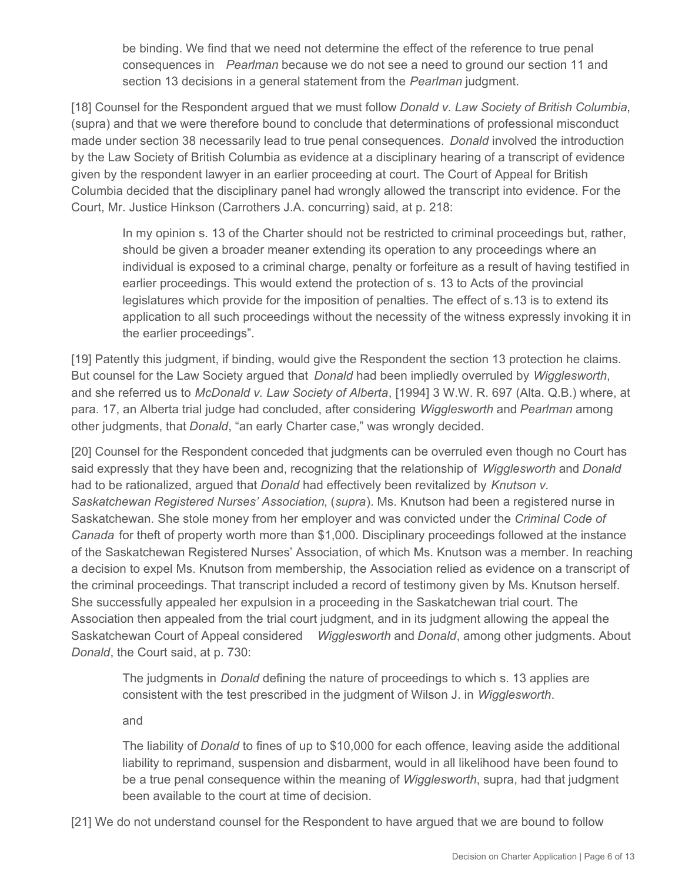be binding. We find that we need not determine the effect of the reference to true penal consequences in *Pearlman* because we do not see a need to ground our section 11 and section 13 decisions in a general statement from the *Pearlman* judgment.

[18] Counsel for the Respondent argued that we must follow *Donald v. Law Society of British Columbia*, (supra) and that we were therefore bound to conclude that determinations of professional misconduct made under section 38 necessarily lead to true penal consequences. *Donald* involved the introduction by the Law Society of British Columbia as evidence at a disciplinary hearing of a transcript of evidence given by the respondent lawyer in an earlier proceeding at court. The Court of Appeal for British Columbia decided that the disciplinary panel had wrongly allowed the transcript into evidence. For the Court, Mr. Justice Hinkson (Carrothers J.A. concurring) said, at p. 218:

> In my opinion s. 13 of the Charter should not be restricted to criminal proceedings but, rather, should be given a broader meaner extending its operation to any proceedings where an individual is exposed to a criminal charge, penalty or forfeiture as a result of having testified in earlier proceedings. This would extend the protection of s. 13 to Acts of the provincial legislatures which provide for the imposition of penalties. The effect of s.13 is to extend its application to all such proceedings without the necessity of the witness expressly invoking it in the earlier proceedings".

[19] Patently this judgment, if binding, would give the Respondent the section 13 protection he claims. But counsel for the Law Society argued that *Donald* had been impliedly overruled by *Wigglesworth*, and she referred us to *McDonald v. Law Society of Alberta*, [1994] 3 W.W. R. 697 (Alta. Q.B.) where, at para. 17, an Alberta trial judge had concluded, after considering *Wigglesworth* and *Pearlman* among other judgments, that *Donald*, "an early Charter case," was wrongly decided.

[20] Counsel for the Respondent conceded that judgments can be overruled even though no Court has said expressly that they have been and, recognizing that the relationship of *Wigglesworth* and *Donald* had to be rationalized, argued that *Donald* had effectively been revitalized by *Knutson v. Saskatchewan Registered Nurses' Association*, (*supra*). Ms. Knutson had been a registered nurse in Saskatchewan. She stole money from her employer and was convicted under the *Criminal Code of Canada* for theft of property worth more than $1,000. Disciplinary proceedings followed at the instance of the Saskatchewan Registered Nurses' Association, of which Ms. Knutson was a member. In reaching a decision to expel Ms. Knutson from membership, the Association relied as evidence on a transcript of the criminal proceedings. That transcript included a record of testimony given by Ms. Knutson herself. She successfully appealed her expulsion in a proceeding in the Saskatchewan trial court. The Association then appealed from the trial court judgment, and in its judgment allowing the appeal the Saskatchewan Court of Appeal considered *Wigglesworth* and *Donald*, among other judgments. About *Donald*, the Court said, at p. 730:

> The judgments in *Donald* defining the nature of proceedings to which s. 13 applies are consistent with the test prescribed in the judgment of Wilson J. in *Wigglesworth*.
>
> and
>
> The liability of *Donald* to fines of up to $10,000 for each offence, leaving aside the additional liability to reprimand, suspension and disbarment, would in all likelihood have been found to be a true penal consequence within the meaning of *Wigglesworth*, supra, had that judgment been available to the court at time of decision.

[21] We do not understand counsel for the Respondent to have argued that we are bound to follow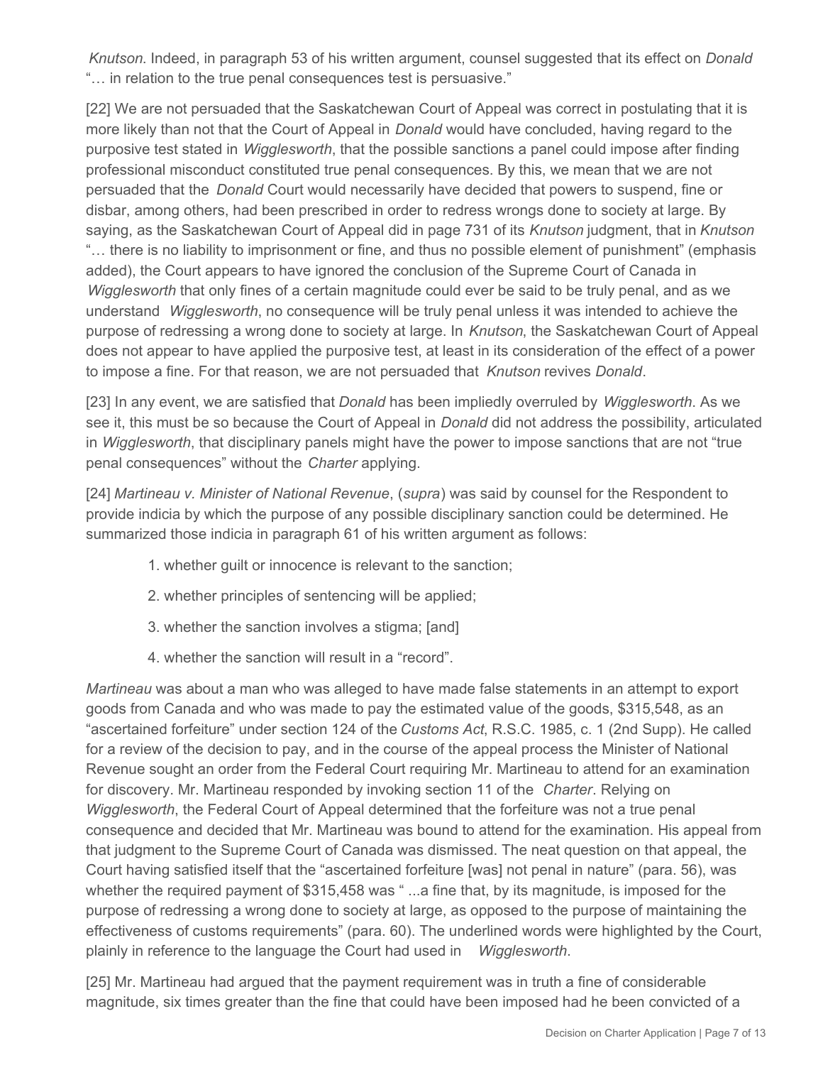*Knutson*. Indeed, in paragraph 53 of his written argument, counsel suggested that its effect on *Donald* "… in relation to the true penal consequences test is persuasive."

[22] We are not persuaded that the Saskatchewan Court of Appeal was correct in postulating that it is more likely than not that the Court of Appeal in *Donald* would have concluded, having regard to the purposive test stated in *Wigglesworth*, that the possible sanctions a panel could impose after finding professional misconduct constituted true penal consequences. By this, we mean that we are not persuaded that the *Donald* Court would necessarily have decided that powers to suspend, fine or disbar, among others, had been prescribed in order to redress wrongs done to society at large. By saying, as the Saskatchewan Court of Appeal did in page 731 of its *Knutson* judgment, that in *Knutson* "… there is no liability to imprisonment or fine, and thus no possible element of punishment" (emphasis added), the Court appears to have ignored the conclusion of the Supreme Court of Canada in *Wigglesworth* that only fines of a certain magnitude could ever be said to be truly penal, and as we understand *Wigglesworth*, no consequence will be truly penal unless it was intended to achieve the purpose of redressing a wrong done to society at large. In *Knutson*, the Saskatchewan Court of Appeal does not appear to have applied the purposive test, at least in its consideration of the effect of a power to impose a fine. For that reason, we are not persuaded that *Knutson* revives *Donald*.

[23] In any event, we are satisfied that *Donald* has been impliedly overruled by *Wigglesworth*. As we see it, this must be so because the Court of Appeal in *Donald* did not address the possibility, articulated in *Wigglesworth*, that disciplinary panels might have the power to impose sanctions that are not "true penal consequences" without the *Charter* applying.

[24] *Martineau v. Minister of National Revenue*, (*supra*) was said by counsel for the Respondent to provide indicia by which the purpose of any possible disciplinary sanction could be determined. He summarized those indicia in paragraph 61 of his written argument as follows:

1. whether guilt or innocence is relevant to the sanction;
2. whether principles of sentencing will be applied;
3. whether the sanction involves a stigma; [and]
4. whether the sanction will result in a "record".

*Martineau* was about a man who was alleged to have made false statements in an attempt to export goods from Canada and who was made to pay the estimated value of the goods, $315,548, as an "ascertained forfeiture" under section 124 of the *Customs Act*, R.S.C. 1985, c. 1 (2nd Supp). He called for a review of the decision to pay, and in the course of the appeal process the Minister of National Revenue sought an order from the Federal Court requiring Mr. Martineau to attend for an examination for discovery. Mr. Martineau responded by invoking section 11 of the *Charter*. Relying on *Wigglesworth*, the Federal Court of Appeal determined that the forfeiture was not a true penal consequence and decided that Mr. Martineau was bound to attend for the examination. His appeal from that judgment to the Supreme Court of Canada was dismissed. The neat question on that appeal, the Court having satisfied itself that the "ascertained forfeiture [was] not penal in nature" (para. 56), was whether the required payment of $315,458 was " ...a fine that, by its magnitude, is imposed for the purpose of redressing a wrong done to society at large, as opposed to the purpose of maintaining the effectiveness of customs requirements" (para. 60). The underlined words were highlighted by the Court, plainly in reference to the language the Court had used in *Wigglesworth*.

[25] Mr. Martineau had argued that the payment requirement was in truth a fine of considerable magnitude, six times greater than the fine that could have been imposed had he been convicted of a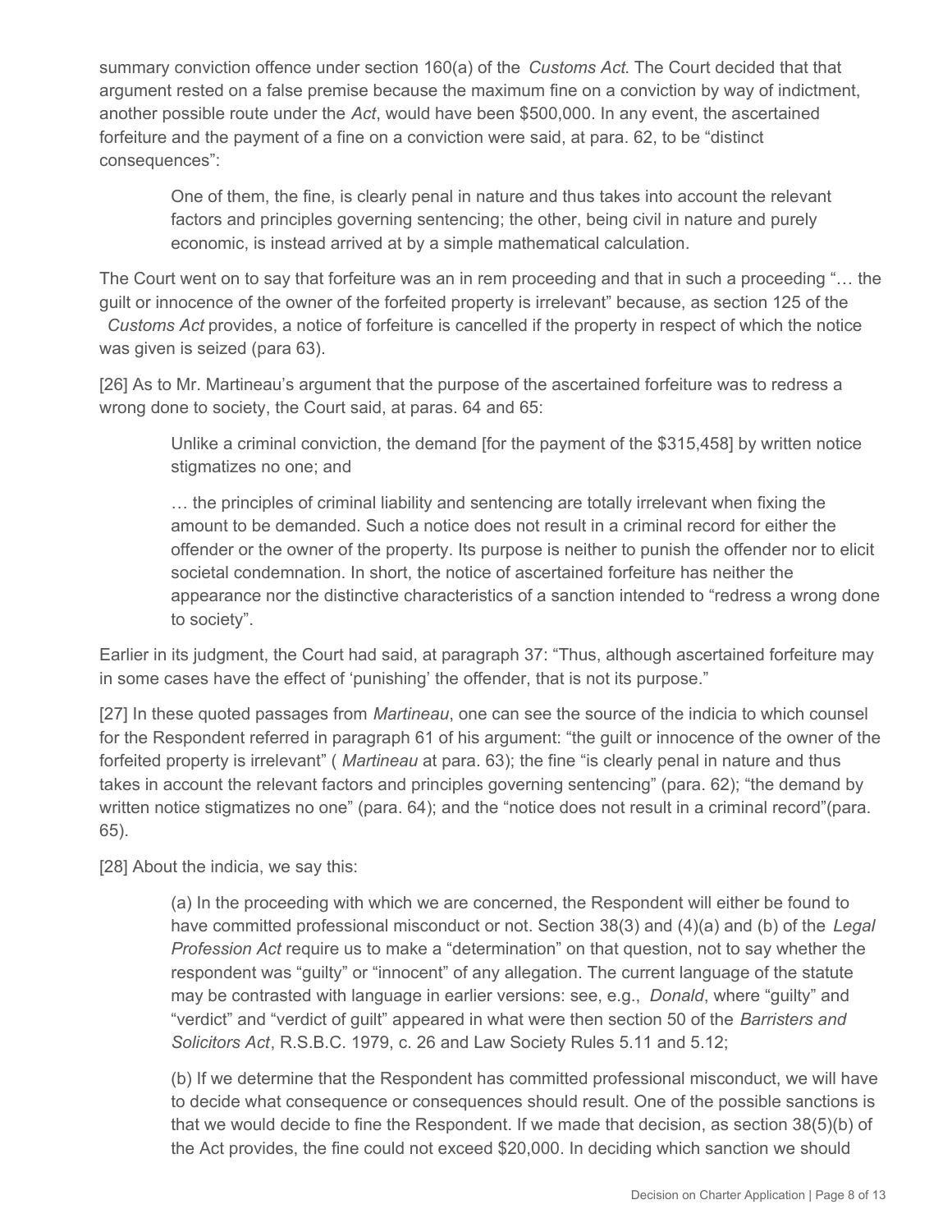summary conviction offence under section 160(a) of the *Customs Act*. The Court decided that that argument rested on a false premise because the maximum fine on a conviction by way of indictment, another possible route under the *Act*, would have been $500,000. In any event, the ascertained forfeiture and the payment of a fine on a conviction were said, at para. 62, to be "distinct consequences":

> One of them, the fine, is clearly penal in nature and thus takes into account the relevant factors and principles governing sentencing; the other, being civil in nature and purely economic, is instead arrived at by a simple mathematical calculation.

The Court went on to say that forfeiture was an in rem proceeding and that in such a proceeding "… the guilt or innocence of the owner of the forfeited property is irrelevant" because, as section 125 of the *Customs Act* provides, a notice of forfeiture is cancelled if the property in respect of which the notice was given is seized (para 63).

[26] As to Mr. Martineau's argument that the purpose of the ascertained forfeiture was to redress a wrong done to society, the Court said, at paras. 64 and 65:

> Unlike a criminal conviction, the demand [for the payment of the $315,458] by written notice stigmatizes no one; and
>
> … the principles of criminal liability and sentencing are totally irrelevant when fixing the amount to be demanded. Such a notice does not result in a criminal record for either the offender or the owner of the property. Its purpose is neither to punish the offender nor to elicit societal condemnation. In short, the notice of ascertained forfeiture has neither the appearance nor the distinctive characteristics of a sanction intended to "redress a wrong done to society".

Earlier in its judgment, the Court had said, at paragraph 37: "Thus, although ascertained forfeiture may in some cases have the effect of 'punishing' the offender, that is not its purpose."

[27] In these quoted passages from *Martineau*, one can see the source of the indicia to which counsel for the Respondent referred in paragraph 61 of his argument: "the guilt or innocence of the owner of the forfeited property is irrelevant" ( *Martineau* at para. 63); the fine "is clearly penal in nature and thus takes in account the relevant factors and principles governing sentencing" (para. 62); "the demand by written notice stigmatizes no one" (para. 64); and the "notice does not result in a criminal record"(para. 65).

[28] About the indicia, we say this:

> (a) In the proceeding with which we are concerned, the Respondent will either be found to have committed professional misconduct or not. Section 38(3) and (4)(a) and (b) of the *Legal Profession Act* require us to make a "determination" on that question, not to say whether the respondent was "guilty" or "innocent" of any allegation. The current language of the statute may be contrasted with language in earlier versions: see, e.g., *Donald*, where "guilty" and "verdict" and "verdict of guilt" appeared in what were then section 50 of the *Barristers and Solicitors Act*, R.S.B.C. 1979, c. 26 and Law Society Rules 5.11 and 5.12;
>
> (b) If we determine that the Respondent has committed professional misconduct, we will have to decide what consequence or consequences should result. One of the possible sanctions is that we would decide to fine the Respondent. If we made that decision, as section 38(5)(b) of the Act provides, the fine could not exceed $20,000. In deciding which sanction we should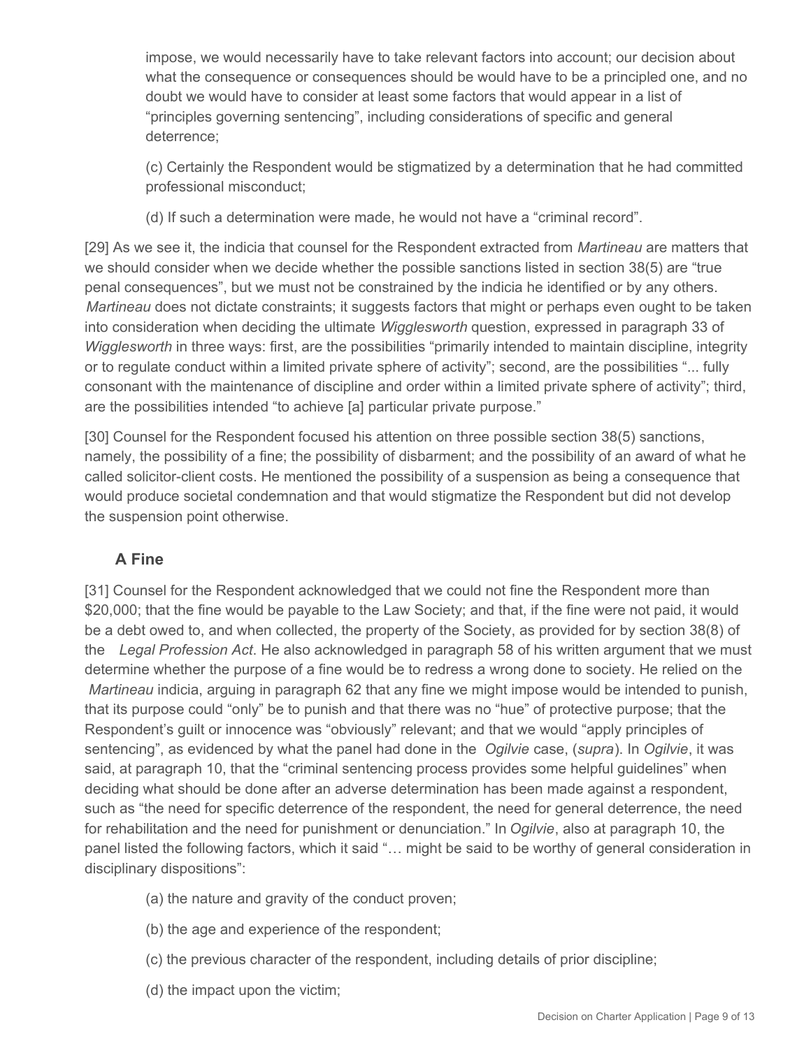impose, we would necessarily have to take relevant factors into account; our decision about what the consequence or consequences should be would have to be a principled one, and no doubt we would have to consider at least some factors that would appear in a list of "principles governing sentencing", including considerations of specific and general deterrence;

(c) Certainly the Respondent would be stigmatized by a determination that he had committed professional misconduct;

(d) If such a determination were made, he would not have a "criminal record".

[29] As we see it, the indicia that counsel for the Respondent extracted from *Martineau* are matters that we should consider when we decide whether the possible sanctions listed in section 38(5) are "true penal consequences", but we must not be constrained by the indicia he identified or by any others. *Martineau* does not dictate constraints; it suggests factors that might or perhaps even ought to be taken into consideration when deciding the ultimate *Wigglesworth* question, expressed in paragraph 33 of *Wigglesworth* in three ways: first, are the possibilities "primarily intended to maintain discipline, integrity or to regulate conduct within a limited private sphere of activity"; second, are the possibilities "... fully consonant with the maintenance of discipline and order within a limited private sphere of activity"; third, are the possibilities intended "to achieve [a] particular private purpose."

[30] Counsel for the Respondent focused his attention on three possible section 38(5) sanctions, namely, the possibility of a fine; the possibility of disbarment; and the possibility of an award of what he called solicitor-client costs. He mentioned the possibility of a suspension as being a consequence that would produce societal condemnation and that would stigmatize the Respondent but did not develop the suspension point otherwise.

## A Fine

[31] Counsel for the Respondent acknowledged that we could not fine the Respondent more than $20,000; that the fine would be payable to the Law Society; and that, if the fine were not paid, it would be a debt owed to, and when collected, the property of the Society, as provided for by section 38(8) of the *Legal Profession Act*. He also acknowledged in paragraph 58 of his written argument that we must determine whether the purpose of a fine would be to redress a wrong done to society. He relied on the *Martineau* indicia, arguing in paragraph 62 that any fine we might impose would be intended to punish, that its purpose could "only" be to punish and that there was no "hue" of protective purpose; that the Respondent's guilt or innocence was "obviously" relevant; and that we would "apply principles of sentencing", as evidenced by what the panel had done in the *Ogilvie* case, (*supra*). In *Ogilvie*, it was said, at paragraph 10, that the "criminal sentencing process provides some helpful guidelines" when deciding what should be done after an adverse determination has been made against a respondent, such as "the need for specific deterrence of the respondent, the need for general deterrence, the need for rehabilitation and the need for punishment or denunciation." In *Ogilvie*, also at paragraph 10, the panel listed the following factors, which it said "… might be said to be worthy of general consideration in disciplinary dispositions":

(a) the nature and gravity of the conduct proven;

(b) the age and experience of the respondent;

(c) the previous character of the respondent, including details of prior discipline;

(d) the impact upon the victim;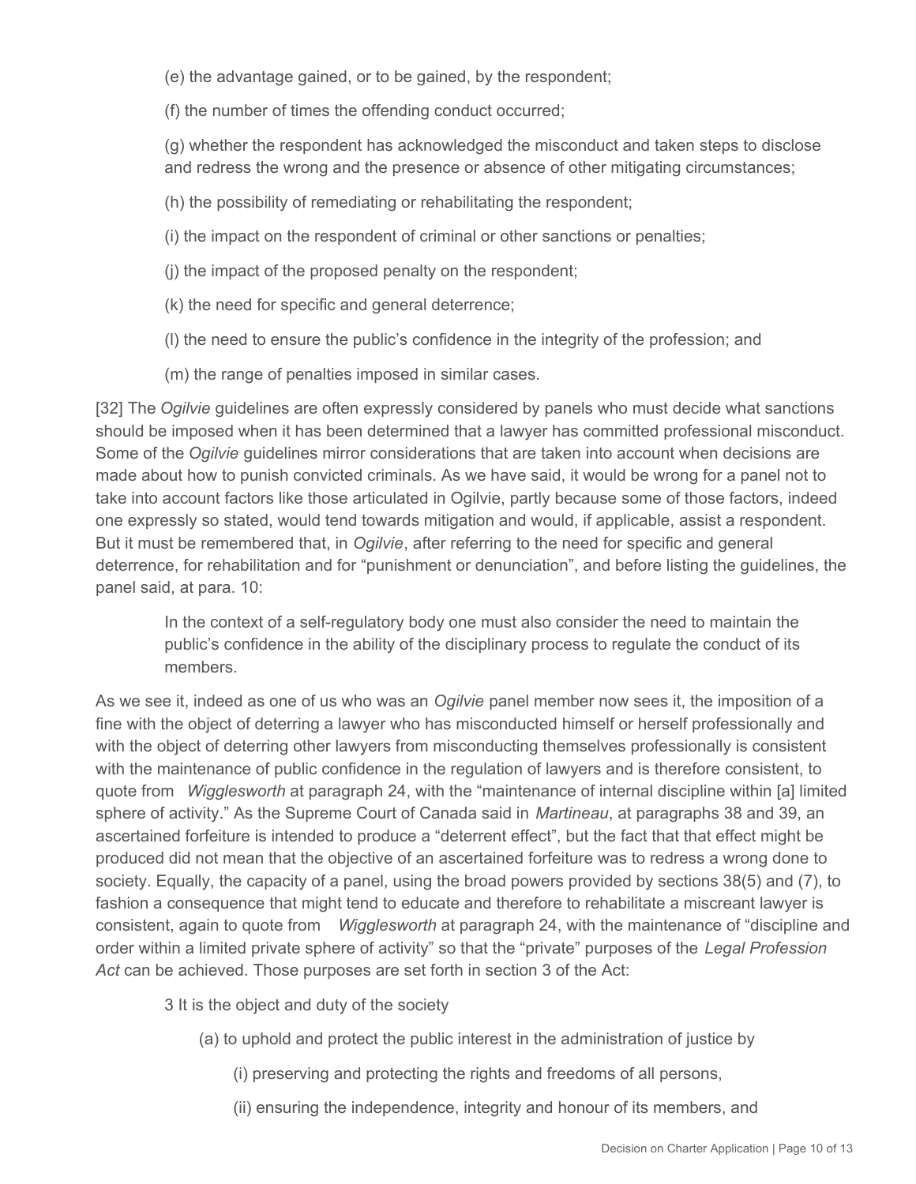(e) the advantage gained, or to be gained, by the respondent;

(f) the number of times the offending conduct occurred;

(g) whether the respondent has acknowledged the misconduct and taken steps to disclose and redress the wrong and the presence or absence of other mitigating circumstances;

(h) the possibility of remediating or rehabilitating the respondent;

(i) the impact on the respondent of criminal or other sanctions or penalties;

(j) the impact of the proposed penalty on the respondent;

(k) the need for specific and general deterrence;

(l) the need to ensure the public's confidence in the integrity of the profession; and

(m) the range of penalties imposed in similar cases.

[32] The *Ogilvie* guidelines are often expressly considered by panels who must decide what sanctions should be imposed when it has been determined that a lawyer has committed professional misconduct. Some of the *Ogilvie* guidelines mirror considerations that are taken into account when decisions are made about how to punish convicted criminals. As we have said, it would be wrong for a panel not to take into account factors like those articulated in Ogilvie, partly because some of those factors, indeed one expressly so stated, would tend towards mitigation and would, if applicable, assist a respondent. But it must be remembered that, in *Ogilvie*, after referring to the need for specific and general deterrence, for rehabilitation and for "punishment or denunciation", and before listing the guidelines, the panel said, at para. 10:

> In the context of a self-regulatory body one must also consider the need to maintain the public's confidence in the ability of the disciplinary process to regulate the conduct of its members.

As we see it, indeed as one of us who was an *Ogilvie* panel member now sees it, the imposition of a fine with the object of deterring a lawyer who has misconducted himself or herself professionally and with the object of deterring other lawyers from misconducting themselves professionally is consistent with the maintenance of public confidence in the regulation of lawyers and is therefore consistent, to quote from *Wigglesworth* at paragraph 24, with the "maintenance of internal discipline within [a] limited sphere of activity." As the Supreme Court of Canada said in *Martineau*, at paragraphs 38 and 39, an ascertained forfeiture is intended to produce a "deterrent effect", but the fact that that effect might be produced did not mean that the objective of an ascertained forfeiture was to redress a wrong done to society. Equally, the capacity of a panel, using the broad powers provided by sections 38(5) and (7), to fashion a consequence that might tend to educate and therefore to rehabilitate a miscreant lawyer is consistent, again to quote from *Wigglesworth* at paragraph 24, with the maintenance of "discipline and order within a limited private sphere of activity" so that the "private" purposes of the *Legal Profession Act* can be achieved. Those purposes are set forth in section 3 of the Act:

> 3 It is the object and duty of the society
>
> (a) to uphold and protect the public interest in the administration of justice by
>
> (i) preserving and protecting the rights and freedoms of all persons,
>
> (ii) ensuring the independence, integrity and honour of its members, and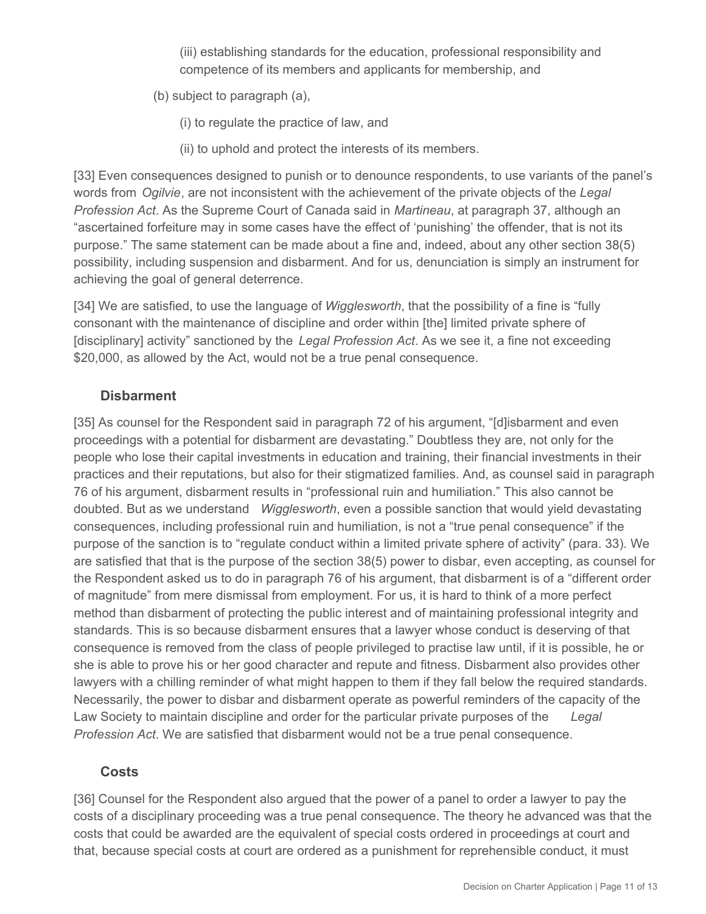(iii) establishing standards for the education, professional responsibility and competence of its members and applicants for membership, and

(b) subject to paragraph (a),

(i) to regulate the practice of law, and

(ii) to uphold and protect the interests of its members.

[33] Even consequences designed to punish or to denounce respondents, to use variants of the panel's words from *Ogilvie*, are not inconsistent with the achievement of the private objects of the *Legal Profession Act*. As the Supreme Court of Canada said in *Martineau*, at paragraph 37, although an "ascertained forfeiture may in some cases have the effect of 'punishing' the offender, that is not its purpose." The same statement can be made about a fine and, indeed, about any other section 38(5) possibility, including suspension and disbarment. And for us, denunciation is simply an instrument for achieving the goal of general deterrence.

[34] We are satisfied, to use the language of *Wigglesworth*, that the possibility of a fine is "fully consonant with the maintenance of discipline and order within [the] limited private sphere of [disciplinary] activity" sanctioned by the *Legal Profession Act*. As we see it, a fine not exceeding $20,000, as allowed by the Act, would not be a true penal consequence.

### Disbarment

[35] As counsel for the Respondent said in paragraph 72 of his argument, "[d]isbarment and even proceedings with a potential for disbarment are devastating." Doubtless they are, not only for the people who lose their capital investments in education and training, their financial investments in their practices and their reputations, but also for their stigmatized families. And, as counsel said in paragraph 76 of his argument, disbarment results in "professional ruin and humiliation." This also cannot be doubted. But as we understand *Wigglesworth*, even a possible sanction that would yield devastating consequences, including professional ruin and humiliation, is not a "true penal consequence" if the purpose of the sanction is to "regulate conduct within a limited private sphere of activity" (para. 33). We are satisfied that that is the purpose of the section 38(5) power to disbar, even accepting, as counsel for the Respondent asked us to do in paragraph 76 of his argument, that disbarment is of a "different order of magnitude" from mere dismissal from employment. For us, it is hard to think of a more perfect method than disbarment of protecting the public interest and of maintaining professional integrity and standards. This is so because disbarment ensures that a lawyer whose conduct is deserving of that consequence is removed from the class of people privileged to practise law until, if it is possible, he or she is able to prove his or her good character and repute and fitness. Disbarment also provides other lawyers with a chilling reminder of what might happen to them if they fall below the required standards. Necessarily, the power to disbar and disbarment operate as powerful reminders of the capacity of the Law Society to maintain discipline and order for the particular private purposes of the *Legal Profession Act*. We are satisfied that disbarment would not be a true penal consequence.

### Costs

[36] Counsel for the Respondent also argued that the power of a panel to order a lawyer to pay the costs of a disciplinary proceeding was a true penal consequence. The theory he advanced was that the costs that could be awarded are the equivalent of special costs ordered in proceedings at court and that, because special costs at court are ordered as a punishment for reprehensible conduct, it must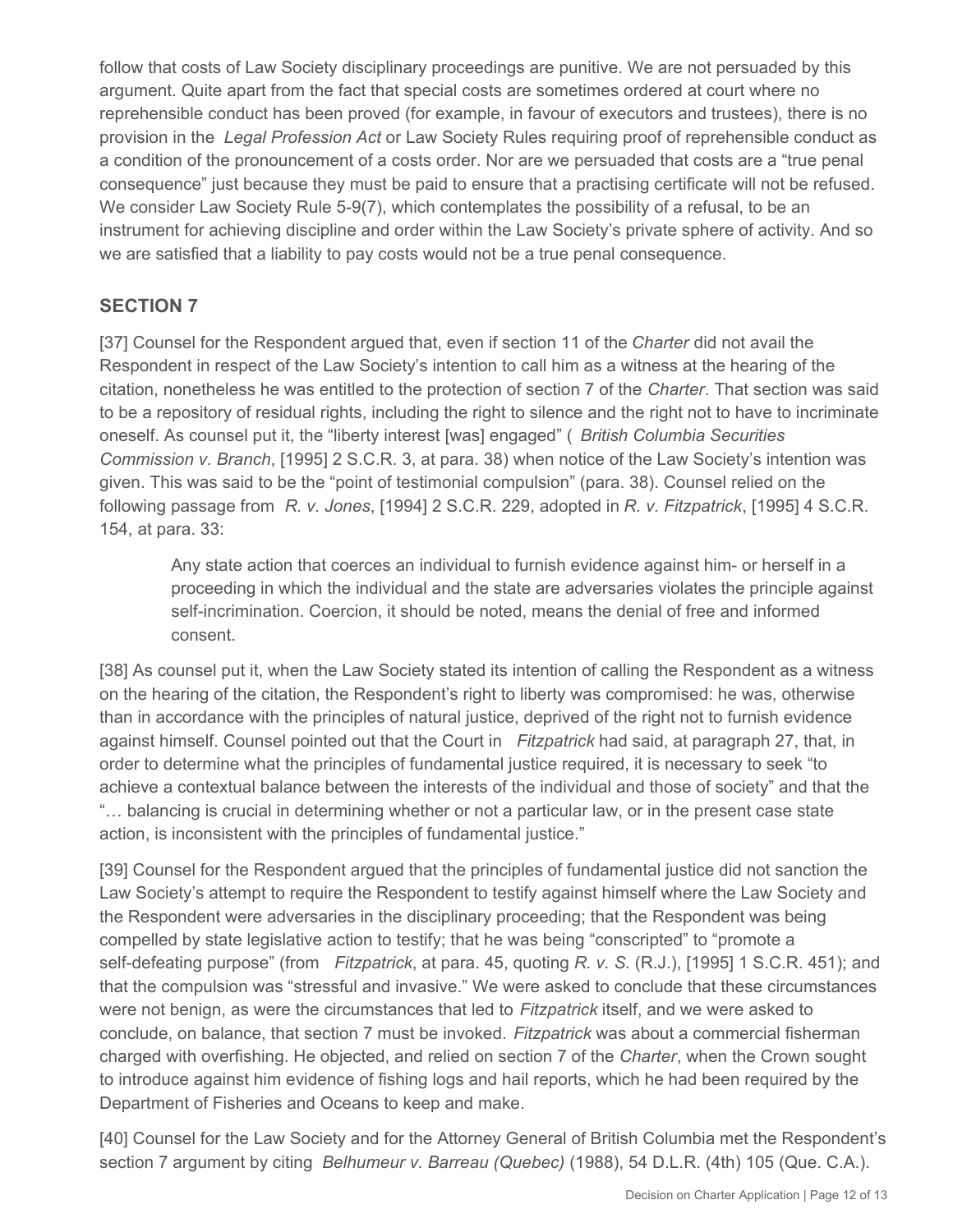follow that costs of Law Society disciplinary proceedings are punitive. We are not persuaded by this argument. Quite apart from the fact that special costs are sometimes ordered at court where no reprehensible conduct has been proved (for example, in favour of executors and trustees), there is no provision in the *Legal Profession Act* or Law Society Rules requiring proof of reprehensible conduct as a condition of the pronouncement of a costs order. Nor are we persuaded that costs are a "true penal consequence" just because they must be paid to ensure that a practising certificate will not be refused. We consider Law Society Rule 5-9(7), which contemplates the possibility of a refusal, to be an instrument for achieving discipline and order within the Law Society's private sphere of activity. And so we are satisfied that a liability to pay costs would not be a true penal consequence.

## SECTION 7

[37] Counsel for the Respondent argued that, even if section 11 of the *Charter* did not avail the Respondent in respect of the Law Society's intention to call him as a witness at the hearing of the citation, nonetheless he was entitled to the protection of section 7 of the *Charter*. That section was said to be a repository of residual rights, including the right to silence and the right not to have to incriminate oneself. As counsel put it, the "liberty interest [was] engaged" ( *British Columbia Securities Commission v. Branch*, [1995] 2 S.C.R. 3, at para. 38) when notice of the Law Society's intention was given. This was said to be the "point of testimonial compulsion" (para. 38). Counsel relied on the following passage from *R. v. Jones*, [1994] 2 S.C.R. 229, adopted in *R. v. Fitzpatrick*, [1995] 4 S.C.R. 154, at para. 33:

> Any state action that coerces an individual to furnish evidence against him- or herself in a proceeding in which the individual and the state are adversaries violates the principle against self-incrimination. Coercion, it should be noted, means the denial of free and informed consent.

[38] As counsel put it, when the Law Society stated its intention of calling the Respondent as a witness on the hearing of the citation, the Respondent's right to liberty was compromised: he was, otherwise than in accordance with the principles of natural justice, deprived of the right not to furnish evidence against himself. Counsel pointed out that the Court in *Fitzpatrick* had said, at paragraph 27, that, in order to determine what the principles of fundamental justice required, it is necessary to seek "to achieve a contextual balance between the interests of the individual and those of society" and that the "… balancing is crucial in determining whether or not a particular law, or in the present case state action, is inconsistent with the principles of fundamental justice."

[39] Counsel for the Respondent argued that the principles of fundamental justice did not sanction the Law Society's attempt to require the Respondent to testify against himself where the Law Society and the Respondent were adversaries in the disciplinary proceeding; that the Respondent was being compelled by state legislative action to testify; that he was being "conscripted" to "promote a self-defeating purpose" (from *Fitzpatrick*, at para. 45, quoting *R. v. S.* (R.J.), [1995] 1 S.C.R. 451); and that the compulsion was "stressful and invasive." We were asked to conclude that these circumstances were not benign, as were the circumstances that led to *Fitzpatrick* itself, and we were asked to conclude, on balance, that section 7 must be invoked. *Fitzpatrick* was about a commercial fisherman charged with overfishing. He objected, and relied on section 7 of the *Charter*, when the Crown sought to introduce against him evidence of fishing logs and hail reports, which he had been required by the Department of Fisheries and Oceans to keep and make.

[40] Counsel for the Law Society and for the Attorney General of British Columbia met the Respondent's section 7 argument by citing *Belhumeur v. Barreau (Quebec)* (1988), 54 D.L.R. (4th) 105 (Que. C.A.).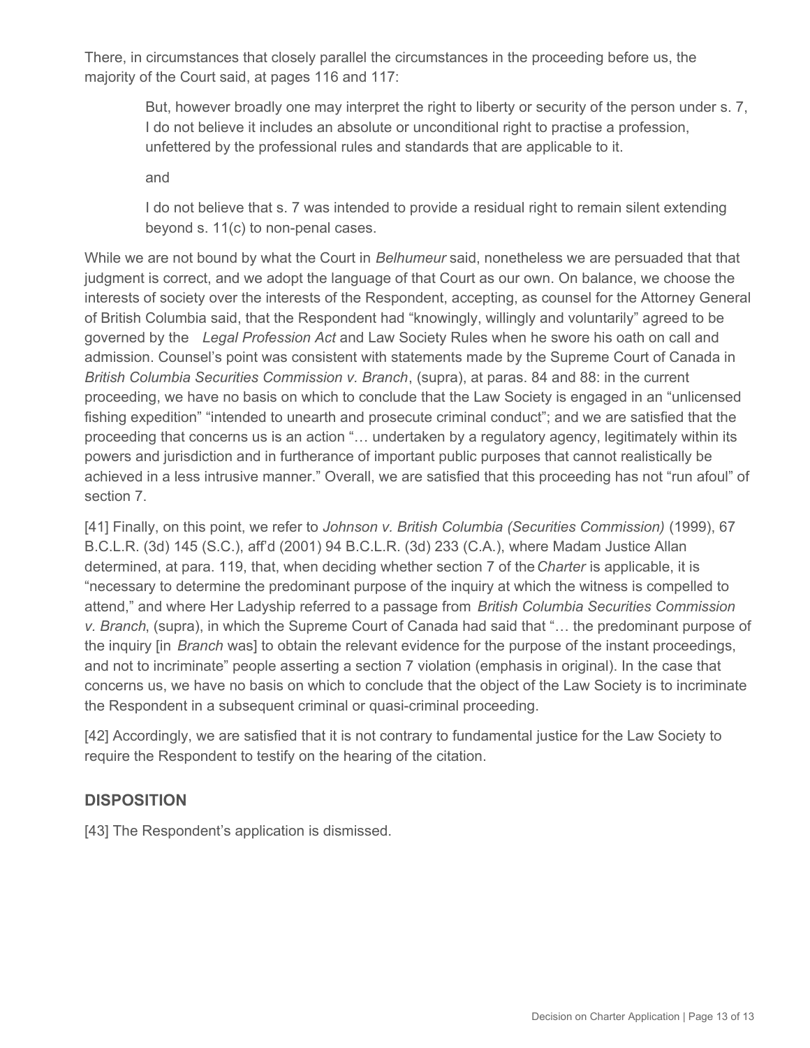There, in circumstances that closely parallel the circumstances in the proceeding before us, the majority of the Court said, at pages 116 and 117:

> But, however broadly one may interpret the right to liberty or security of the person under s. 7, I do not believe it includes an absolute or unconditional right to practise a profession, unfettered by the professional rules and standards that are applicable to it.
>
> and
>
> I do not believe that s. 7 was intended to provide a residual right to remain silent extending beyond s. 11(c) to non-penal cases.

While we are not bound by what the Court in *Belhumeur* said, nonetheless we are persuaded that that judgment is correct, and we adopt the language of that Court as our own. On balance, we choose the interests of society over the interests of the Respondent, accepting, as counsel for the Attorney General of British Columbia said, that the Respondent had "knowingly, willingly and voluntarily" agreed to be governed by the *Legal Profession Act* and Law Society Rules when he swore his oath on call and admission. Counsel's point was consistent with statements made by the Supreme Court of Canada in *British Columbia Securities Commission v. Branch*, (supra), at paras. 84 and 88: in the current proceeding, we have no basis on which to conclude that the Law Society is engaged in an "unlicensed fishing expedition" "intended to unearth and prosecute criminal conduct"; and we are satisfied that the proceeding that concerns us is an action "… undertaken by a regulatory agency, legitimately within its powers and jurisdiction and in furtherance of important public purposes that cannot realistically be achieved in a less intrusive manner." Overall, we are satisfied that this proceeding has not "run afoul" of section 7.

[41] Finally, on this point, we refer to *Johnson v. British Columbia (Securities Commission)* (1999), 67 B.C.L.R. (3d) 145 (S.C.), aff'd (2001) 94 B.C.L.R. (3d) 233 (C.A.), where Madam Justice Allan determined, at para. 119, that, when deciding whether section 7 of the *Charter* is applicable, it is "necessary to determine the predominant purpose of the inquiry at which the witness is compelled to attend," and where Her Ladyship referred to a passage from *British Columbia Securities Commission v. Branch*, (supra), in which the Supreme Court of Canada had said that "… the predominant purpose of the inquiry [in *Branch* was] to obtain the relevant evidence for the purpose of the instant proceedings, and not to incriminate" people asserting a section 7 violation (emphasis in original). In the case that concerns us, we have no basis on which to conclude that the object of the Law Society is to incriminate the Respondent in a subsequent criminal or quasi-criminal proceeding.

[42] Accordingly, we are satisfied that it is not contrary to fundamental justice for the Law Society to require the Respondent to testify on the hearing of the citation.

## DISPOSITION

[43] The Respondent's application is dismissed.